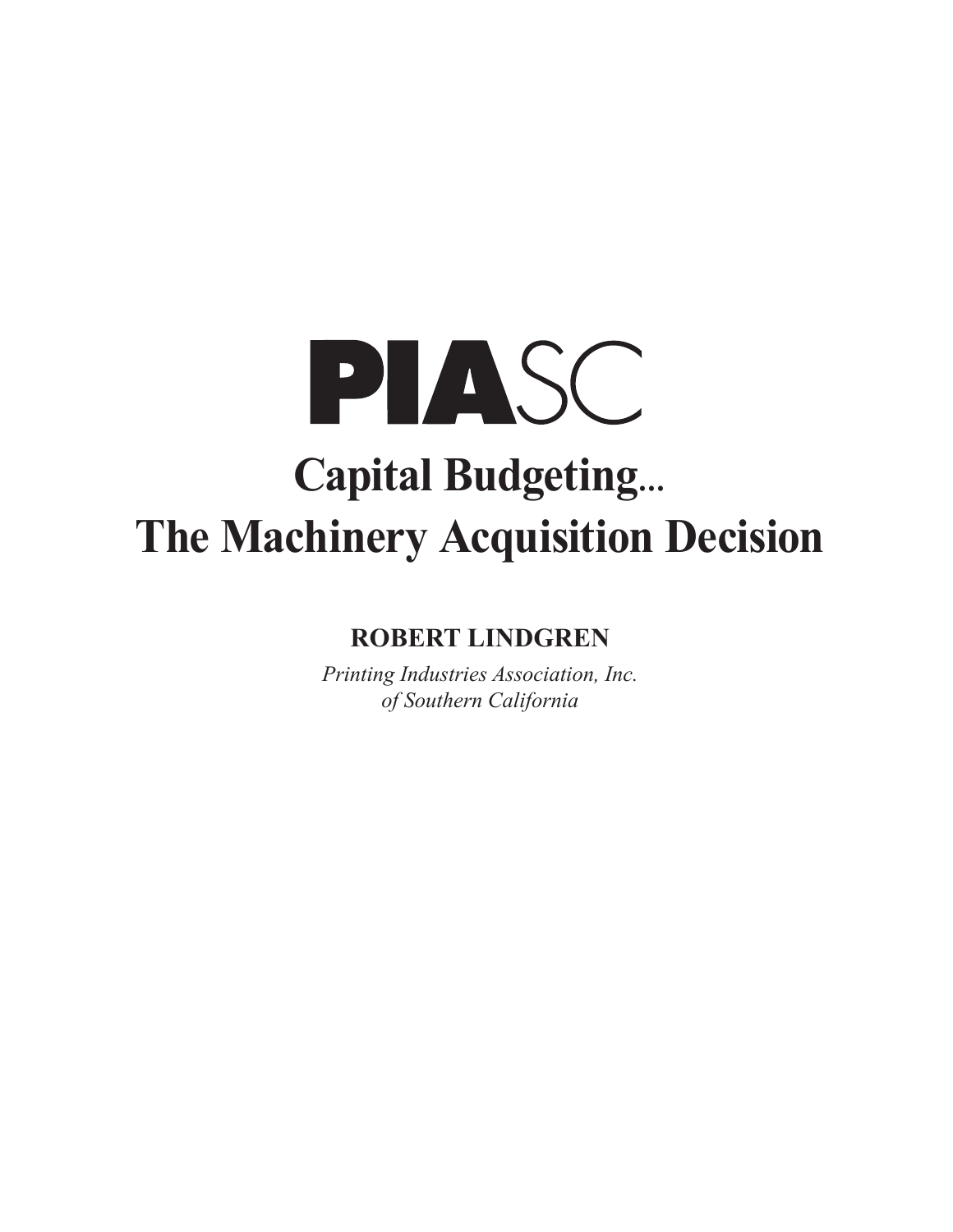PIASC

# Capital Budgeting...

# The Machinery Acquisition Decision

**ROBERT LINDGREN**

*Printing Industries Association, Inc.*
*of Southern California*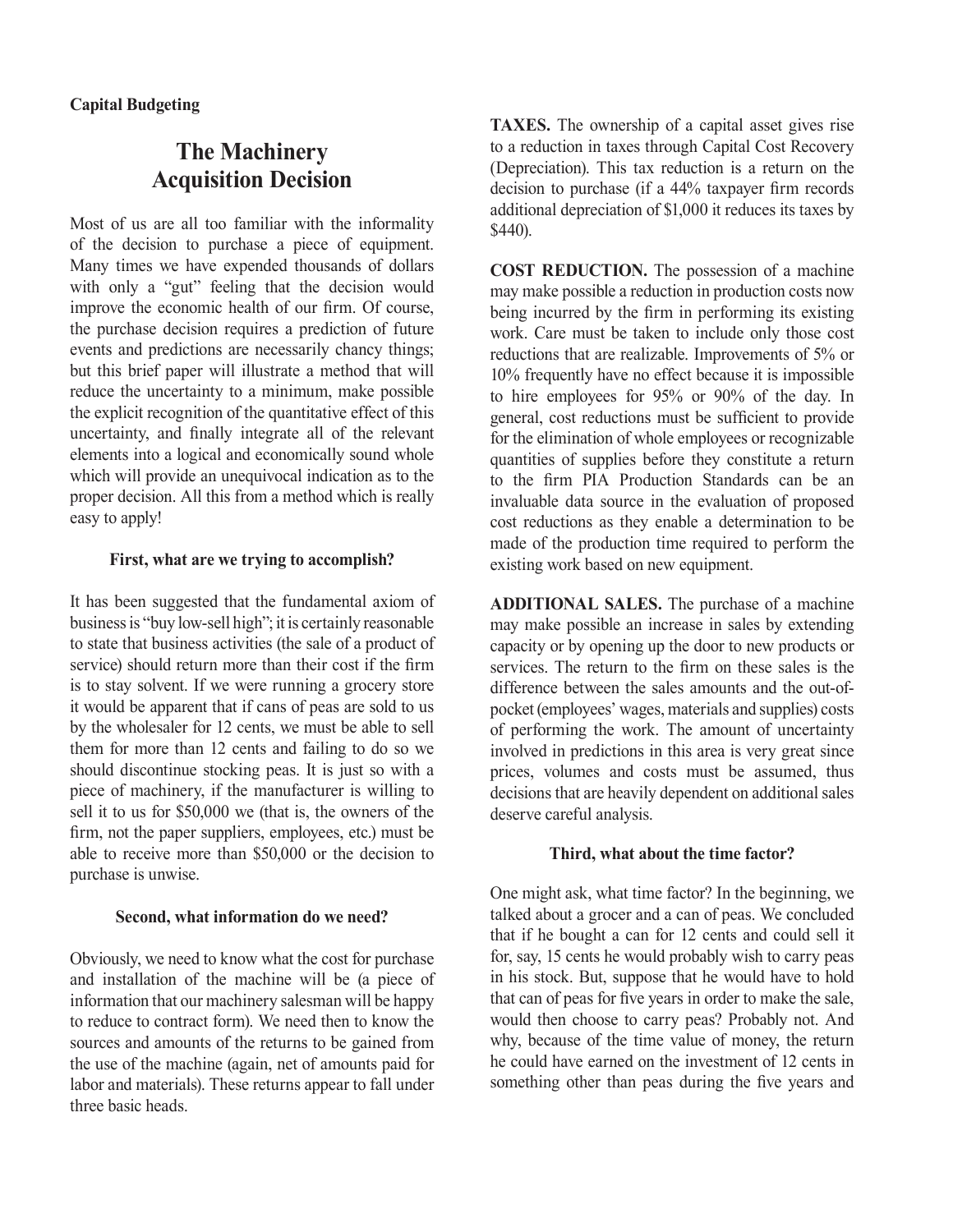**Capital Budgeting**

# The Machinery Acquisition Decision

Most of us are all too familiar with the informality of the decision to purchase a piece of equipment. Many times we have expended thousands of dollars with only a "gut" feeling that the decision would improve the economic health of our firm. Of course, the purchase decision requires a prediction of future events and predictions are necessarily chancy things; but this brief paper will illustrate a method that will reduce the uncertainty to a minimum, make possible the explicit recognition of the quantitative effect of this uncertainty, and finally integrate all of the relevant elements into a logical and economically sound whole which will provide an unequivocal indication as to the proper decision. All this from a method which is really easy to apply!

### First, what are we trying to accomplish?

It has been suggested that the fundamental axiom of business is "buy low-sell high"; it is certainly reasonable to state that business activities (the sale of a product of service) should return more than their cost if the firm is to stay solvent. If we were running a grocery store it would be apparent that if cans of peas are sold to us by the wholesaler for 12 cents, we must be able to sell them for more than 12 cents and failing to do so we should discontinue stocking peas. It is just so with a piece of machinery, if the manufacturer is willing to sell it to us for $50,000 we (that is, the owners of the firm, not the paper suppliers, employees, etc.) must be able to receive more than $50,000 or the decision to purchase is unwise.

### Second, what information do we need?

Obviously, we need to know what the cost for purchase and installation of the machine will be (a piece of information that our machinery salesman will be happy to reduce to contract form). We need then to know the sources and amounts of the returns to be gained from the use of the machine (again, net of amounts paid for labor and materials). These returns appear to fall under three basic heads.

**TAXES.** The ownership of a capital asset gives rise to a reduction in taxes through Capital Cost Recovery (Depreciation). This tax reduction is a return on the decision to purchase (if a 44% taxpayer firm records additional depreciation of $1,000 it reduces its taxes by $440).

**COST REDUCTION.** The possession of a machine may make possible a reduction in production costs now being incurred by the firm in performing its existing work. Care must be taken to include only those cost reductions that are realizable. Improvements of 5% or 10% frequently have no effect because it is impossible to hire employees for 95% or 90% of the day. In general, cost reductions must be sufficient to provide for the elimination of whole employees or recognizable quantities of supplies before they constitute a return to the firm PIA Production Standards can be an invaluable data source in the evaluation of proposed cost reductions as they enable a determination to be made of the production time required to perform the existing work based on new equipment.

**ADDITIONAL SALES.** The purchase of a machine may make possible an increase in sales by extending capacity or by opening up the door to new products or services. The return to the firm on these sales is the difference between the sales amounts and the out-of-pocket (employees' wages, materials and supplies) costs of performing the work. The amount of uncertainty involved in predictions in this area is very great since prices, volumes and costs must be assumed, thus decisions that are heavily dependent on additional sales deserve careful analysis.

### Third, what about the time factor?

One might ask, what time factor? In the beginning, we talked about a grocer and a can of peas. We concluded that if he bought a can for 12 cents and could sell it for, say, 15 cents he would probably wish to carry peas in his stock. But, suppose that he would have to hold that can of peas for five years in order to make the sale, would then choose to carry peas? Probably not. And why, because of the time value of money, the return he could have earned on the investment of 12 cents in something other than peas during the five years and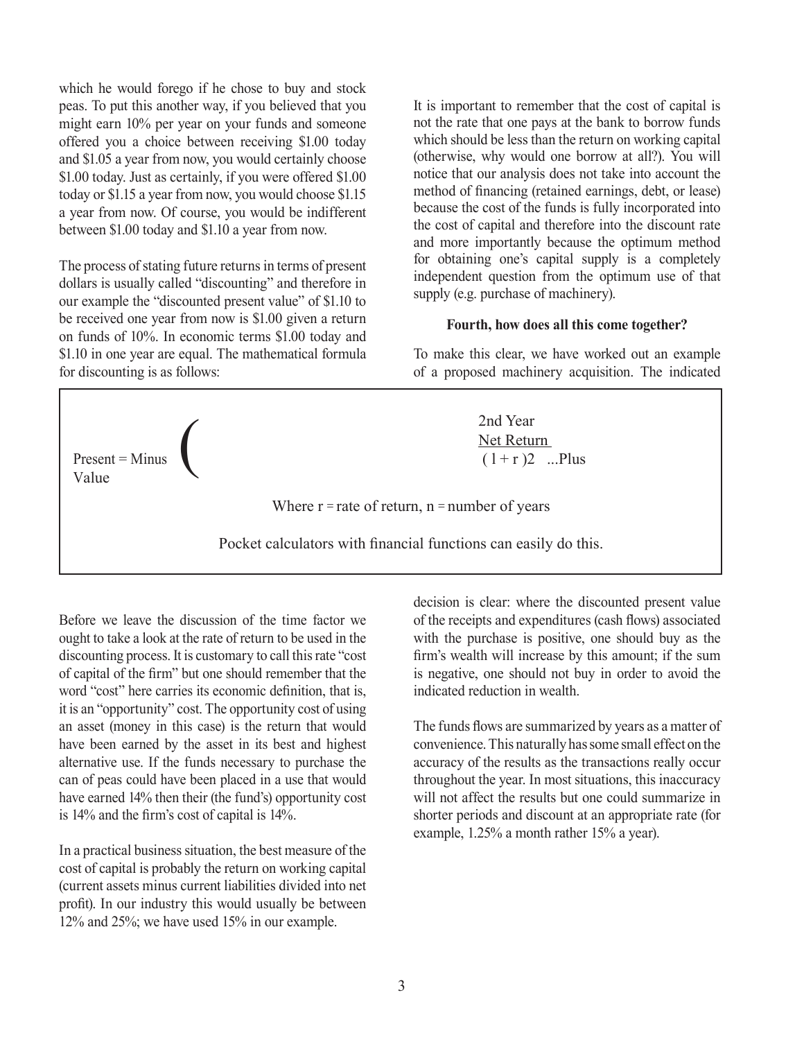which he would forego if he chose to buy and stock peas. To put this another way, if you believed that you might earn 10% per year on your funds and someone offered you a choice between receiving $1.00 today and $1.05 a year from now, you would certainly choose $1.00 today. Just as certainly, if you were offered $1.00 today or $1.15 a year from now, you would choose $1.15 a year from now. Of course, you would be indifferent between $1.00 today and $1.10 a year from now.

The process of stating future returns in terms of present dollars is usually called "discounting" and therefore in our example the "discounted present value" of $1.10 to be received one year from now is $1.00 given a return on funds of 10%. In economic terms $1.00 today and $1.10 in one year are equal. The mathematical formula for discounting is as follows:

$$\text{Present Value} = \text{Minus} \left( \quad \frac{\text{2nd Year Net Return}}{(1 + r)^2} \quad \text{...Plus} \right.$$

Where r = rate of return, n = number of years

Pocket calculators with financial functions can easily do this.

Before we leave the discussion of the time factor we ought to take a look at the rate of return to be used in the discounting process. It is customary to call this rate "cost of capital of the firm" but one should remember that the word "cost" here carries its economic definition, that is, it is an "opportunity" cost. The opportunity cost of using an asset (money in this case) is the return that would have been earned by the asset in its best and highest alternative use. If the funds necessary to purchase the can of peas could have been placed in a use that would have earned 14% then their (the fund's) opportunity cost is 14% and the firm's cost of capital is 14%.

In a practical business situation, the best measure of the cost of capital is probably the return on working capital (current assets minus current liabilities divided into net profit). In our industry this would usually be between 12% and 25%; we have used 15% in our example.

It is important to remember that the cost of capital is not the rate that one pays at the bank to borrow funds which should be less than the return on working capital (otherwise, why would one borrow at all?). You will notice that our analysis does not take into account the method of financing (retained earnings, debt, or lease) because the cost of the funds is fully incorporated into the cost of capital and therefore into the discount rate and more importantly because the optimum method for obtaining one's capital supply is a completely independent question from the optimum use of that supply (e.g. purchase of machinery).

**Fourth, how does all this come together?**

To make this clear, we have worked out an example of a proposed machinery acquisition. The indicated decision is clear: where the discounted present value of the receipts and expenditures (cash flows) associated with the purchase is positive, one should buy as the firm's wealth will increase by this amount; if the sum is negative, one should not buy in order to avoid the indicated reduction in wealth.

The funds flows are summarized by years as a matter of convenience. This naturally has some small effect on the accuracy of the results as the transactions really occur throughout the year. In most situations, this inaccuracy will not affect the results but one could summarize in shorter periods and discount at an appropriate rate (for example, 1.25% a month rather 15% a year).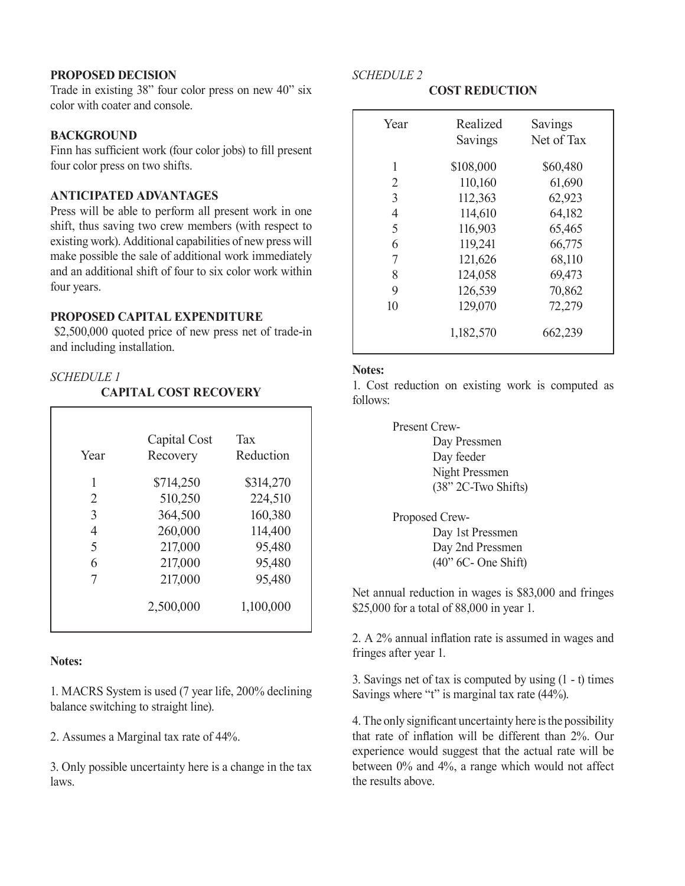**PROPOSED DECISION**

Trade in existing 38” four color press on new 40” six color with coater and console.

**BACKGROUND**

Finn has sufficient work (four color jobs) to fill present four color press on two shifts.

**ANTICIPATED ADVANTAGES**

Press will be able to perform all present work in one shift, thus saving two crew members (with respect to existing work). Additional capabilities of new press will make possible the sale of additional work immediately and an additional shift of four to six color work within four years.

**PROPOSED CAPITAL EXPENDITURE**

$2,500,000 quoted price of new press net of trade-in and including installation.

*SCHEDULE 1*

**CAPITAL COST RECOVERY**

| Year | Capital Cost Recovery | Tax Reduction |
|---|---|---|
| 1 | $714,250 | $314,270 |
| 2 | 510,250 | 224,510 |
| 3 | 364,500 | 160,380 |
| 4 | 260,000 | 114,400 |
| 5 | 217,000 | 95,480 |
| 6 | 217,000 | 95,480 |
| 7 | 217,000 | 95,480 |
| | 2,500,000 | 1,100,000 |

**Notes:**

1. MACRS System is used (7 year life, 200% declining balance switching to straight line).

2. Assumes a Marginal tax rate of 44%.

3. Only possible uncertainty here is a change in the tax laws.

*SCHEDULE 2*

**COST REDUCTION**

| Year | Realized Savings | Savings Net of Tax |
|---|---|---|
| 1 | $108,000 | $60,480 |
| 2 | 110,160 | 61,690 |
| 3 | 112,363 | 62,923 |
| 4 | 114,610 | 64,182 |
| 5 | 116,903 | 65,465 |
| 6 | 119,241 | 66,775 |
| 7 | 121,626 | 68,110 |
| 8 | 124,058 | 69,473 |
| 9 | 126,539 | 70,862 |
| 10 | 129,070 | 72,279 |
| | 1,182,570 | 662,239 |

**Notes:**

1. Cost reduction on existing work is computed as follows:

Present Crew-
- Day Pressmen
- Day feeder
- Night Pressmen
- (38” 2C-Two Shifts)

Proposed Crew-
- Day 1st Pressmen
- Day 2nd Pressmen
- (40” 6C- One Shift)

Net annual reduction in wages is $83,000 and fringes $25,000 for a total of 88,000 in year 1.

2. A 2% annual inflation rate is assumed in wages and fringes after year 1.

3. Savings net of tax is computed by using (1 - t) times Savings where “t” is marginal tax rate (44%).

4. The only significant uncertainty here is the possibility that rate of inflation will be different than 2%. Our experience would suggest that the actual rate will be between 0% and 4%, a range which would not affect the results above.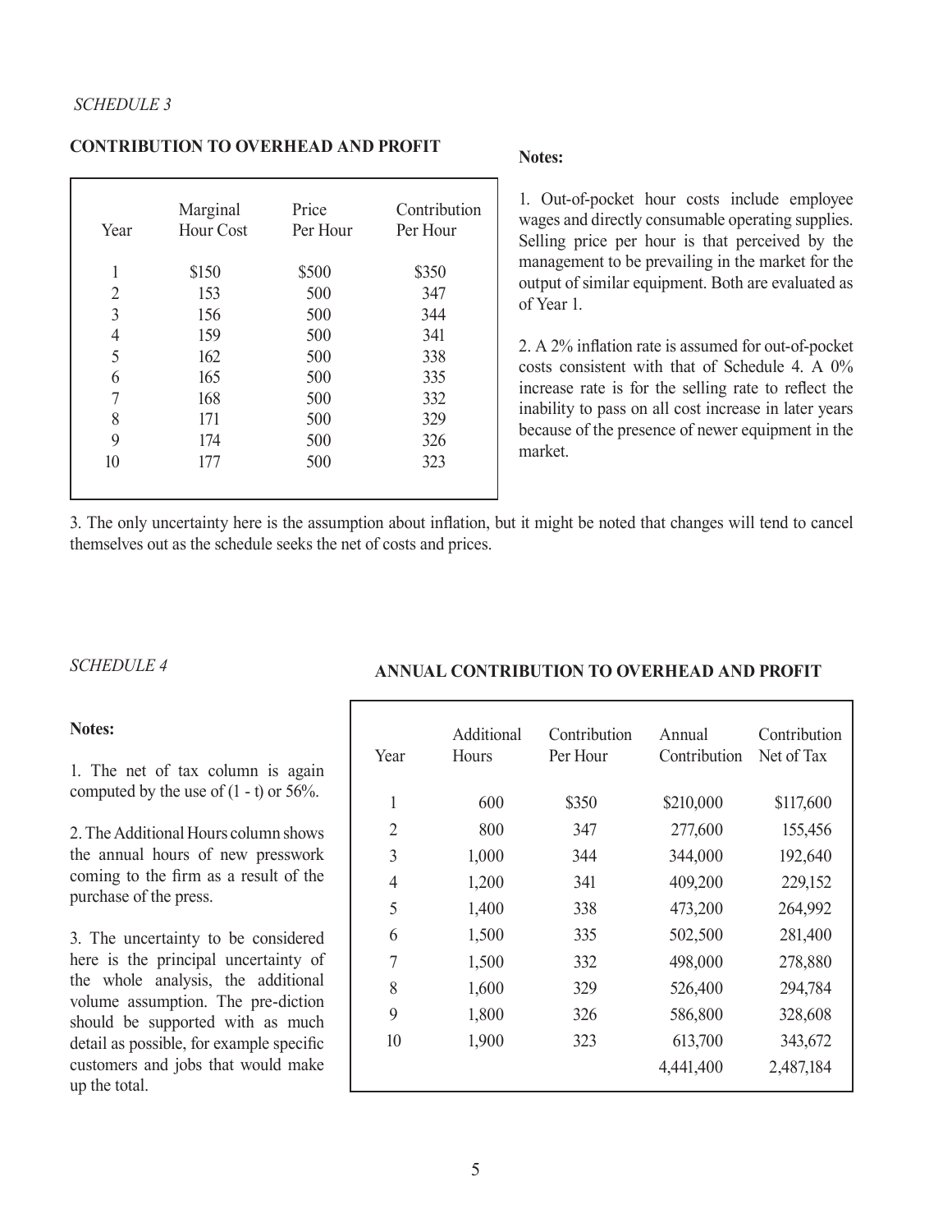*SCHEDULE 3*

**CONTRIBUTION TO OVERHEAD AND PROFIT**

| Year | Marginal Hour Cost | Price Per Hour | Contribution Per Hour |
|---|---|---|---|
| 1 | $150 | $500 | $350 |
| 2 | 153 | 500 | 347 |
| 3 | 156 | 500 | 344 |
| 4 | 159 | 500 | 341 |
| 5 | 162 | 500 | 338 |
| 6 | 165 | 500 | 335 |
| 7 | 168 | 500 | 332 |
| 8 | 171 | 500 | 329 |
| 9 | 174 | 500 | 326 |
| 10 | 177 | 500 | 323 |

**Notes:**

1. Out-of-pocket hour costs include employee wages and directly consumable operating supplies. Selling price per hour is that perceived by the management to be prevailing in the market for the output of similar equipment. Both are evaluated as of Year 1.

2. A 2% inflation rate is assumed for out-of-pocket costs consistent with that of Schedule 4. A 0% increase rate is for the selling rate to reflect the inability to pass on all cost increase in later years because of the presence of newer equipment in the market.

3. The only uncertainty here is the assumption about inflation, but it might be noted that changes will tend to cancel themselves out as the schedule seeks the net of costs and prices.

*SCHEDULE 4*

**ANNUAL CONTRIBUTION TO OVERHEAD AND PROFIT**

| Year | Additional Hours | Contribution Per Hour | Annual Contribution | Contribution Net of Tax |
|---|---|---|---|---|
| 1 | 600 | $350 | $210,000 | $117,600 |
| 2 | 800 | 347 | 277,600 | 155,456 |
| 3 | 1,000 | 344 | 344,000 | 192,640 |
| 4 | 1,200 | 341 | 409,200 | 229,152 |
| 5 | 1,400 | 338 | 473,200 | 264,992 |
| 6 | 1,500 | 335 | 502,500 | 281,400 |
| 7 | 1,500 | 332 | 498,000 | 278,880 |
| 8 | 1,600 | 329 | 526,400 | 294,784 |
| 9 | 1,800 | 326 | 586,800 | 328,608 |
| 10 | 1,900 | 323 | 613,700 | 343,672 |
| | | | 4,441,400 | 2,487,184 |

**Notes:**

1. The net of tax column is again computed by the use of (1 - t) or 56%.

2. The Additional Hours column shows the annual hours of new presswork coming to the firm as a result of the purchase of the press.

3. The uncertainty to be considered here is the principal uncertainty of the whole analysis, the additional volume assumption. The pre-diction should be supported with as much detail as possible, for example specific customers and jobs that would make up the total.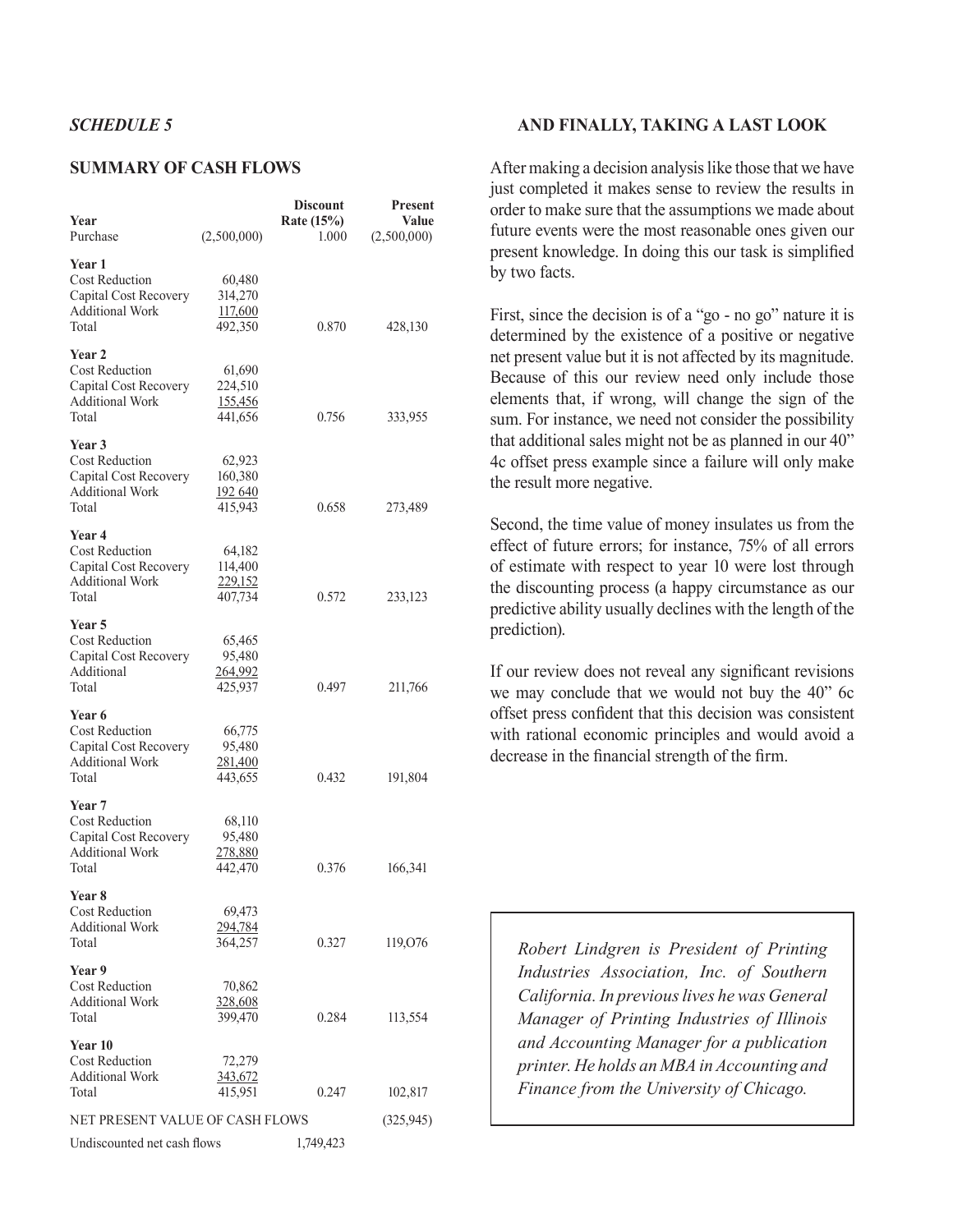*SCHEDULE 5*

## SUMMARY OF CASH FLOWS

| Year | | Discount Rate (15%) | Present Value |
|---|---|---|---|
| Purchase | (2,500,000) | 1.000 | (2,500,000) |
| **Year 1** | | | |
| Cost Reduction | 60,480 | | |
| Capital Cost Recovery | 314,270 | | |
| Additional Work | 117,600 | | |
| Total | 492,350 | 0.870 | 428,130 |
| **Year 2** | | | |
| Cost Reduction | 61,690 | | |
| Capital Cost Recovery | 224,510 | | |
| Additional Work | 155,456 | | |
| Total | 441,656 | 0.756 | 333,955 |
| **Year 3** | | | |
| Cost Reduction | 62,923 | | |
| Capital Cost Recovery | 160,380 | | |
| Additional Work | 192 640 | | |
| Total | 415,943 | 0.658 | 273,489 |
| **Year 4** | | | |
| Cost Reduction | 64,182 | | |
| Capital Cost Recovery | 114,400 | | |
| Additional Work | 229,152 | | |
| Total | 407,734 | 0.572 | 233,123 |
| **Year 5** | | | |
| Cost Reduction | 65,465 | | |
| Capital Cost Recovery | 95,480 | | |
| Additional | 264,992 | | |
| Total | 425,937 | 0.497 | 211,766 |
| **Year 6** | | | |
| Cost Reduction | 66,775 | | |
| Capital Cost Recovery | 95,480 | | |
| Additional Work | 281,400 | | |
| Total | 443,655 | 0.432 | 191,804 |
| **Year 7** | | | |
| Cost Reduction | 68,110 | | |
| Capital Cost Recovery | 95,480 | | |
| Additional Work | 278,880 | | |
| Total | 442,470 | 0.376 | 166,341 |
| **Year 8** | | | |
| Cost Reduction | 69,473 | | |
| Additional Work | 294,784 | | |
| Total | 364,257 | 0.327 | 119,O76 |
| **Year 9** | | | |
| Cost Reduction | 70,862 | | |
| Additional Work | 328,608 | | |
| Total | 399,470 | 0.284 | 113,554 |
| **Year 10** | | | |
| Cost Reduction | 72,279 | | |
| Additional Work | 343,672 | | |
| Total | 415,951 | 0.247 | 102,817 |
| NET PRESENT VALUE OF CASH FLOWS | | | (325,945) |
| Undiscounted net cash flows | | 1,749,423 | |

## AND FINALLY, TAKING A LAST LOOK

After making a decision analysis like those that we have just completed it makes sense to review the results in order to make sure that the assumptions we made about future events were the most reasonable ones given our present knowledge. In doing this our task is simplified by two facts.

First, since the decision is of a "go - no go" nature it is determined by the existence of a positive or negative net present value but it is not affected by its magnitude. Because of this our review need only include those elements that, if wrong, will change the sign of the sum. For instance, we need not consider the possibility that additional sales might not be as planned in our 40" 4c offset press example since a failure will only make the result more negative.

Second, the time value of money insulates us from the effect of future errors; for instance, 75% of all errors of estimate with respect to year 10 were lost through the discounting process (a happy circumstance as our predictive ability usually declines with the length of the prediction).

If our review does not reveal any significant revisions we may conclude that we would not buy the 40" 6c offset press confident that this decision was consistent with rational economic principles and would avoid a decrease in the financial strength of the firm.

*Robert Lindgren is President of Printing Industries Association, Inc. of Southern California. In previous lives he was General Manager of Printing Industries of Illinois and Accounting Manager for a publication printer. He holds an MBA in Accounting and Finance from the University of Chicago.*